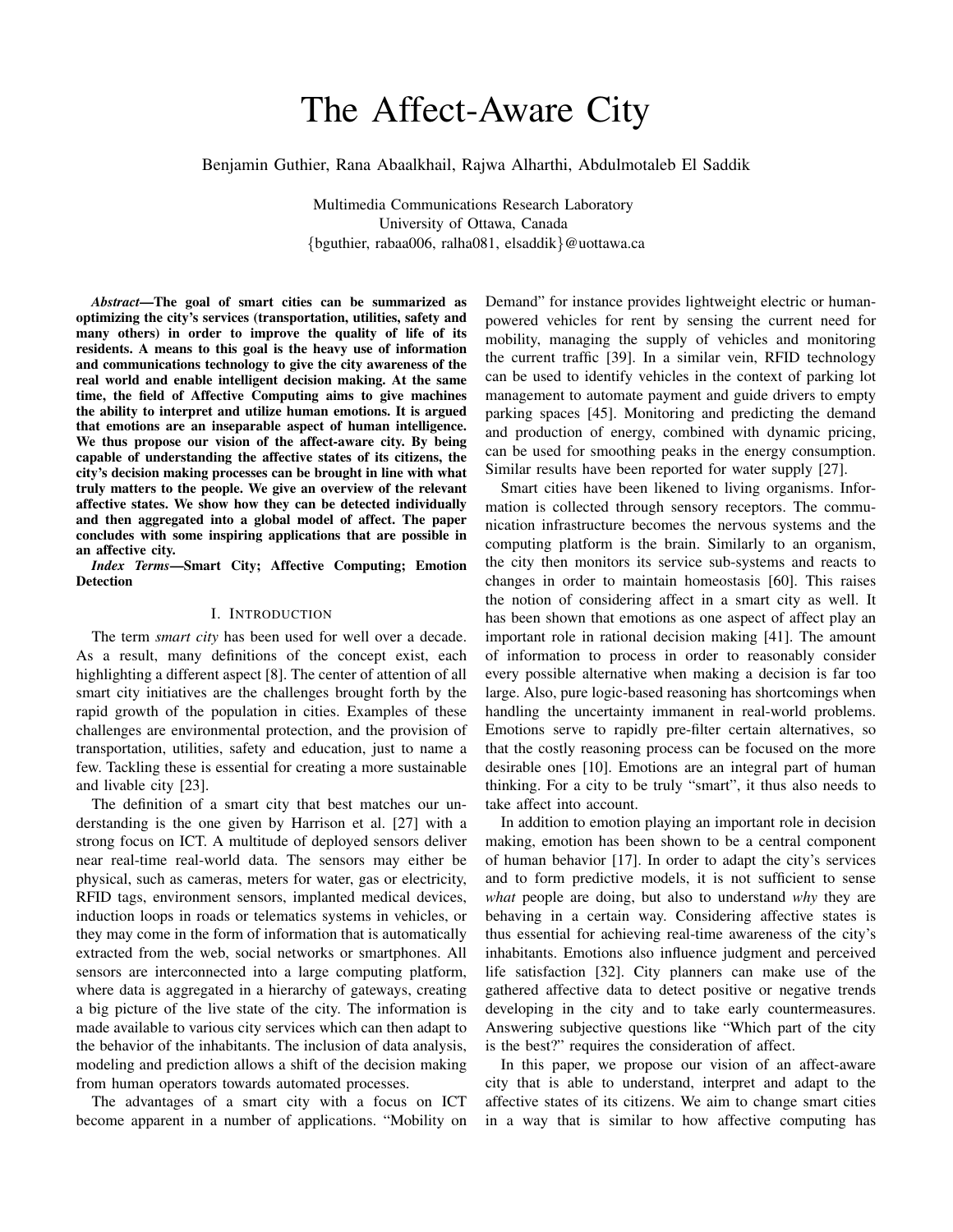# The Affect-Aware City

Benjamin Guthier, Rana Abaalkhail, Rajwa Alharthi, Abdulmotaleb El Saddik

Multimedia Communications Research Laboratory
University of Ottawa, Canada
{bguthier, rabaa006, ralha081, elsaddik}@uottawa.ca

***Abstract*—The goal of smart cities can be summarized as optimizing the city's services (transportation, utilities, safety and many others) in order to improve the quality of life of its residents. A means to this goal is the heavy use of information and communications technology to give the city awareness of the real world and enable intelligent decision making. At the same time, the field of Affective Computing aims to give machines the ability to interpret and utilize human emotions. It is argued that emotions are an inseparable aspect of human intelligence. We thus propose our vision of the affect-aware city. By being capable of understanding the affective states of its citizens, the city's decision making processes can be brought in line with what truly matters to the people. We give an overview of the relevant affective states. We show how they can be detected individually and then aggregated into a global model of affect. The paper concludes with some inspiring applications that are possible in an affective city.**

***Index Terms*—Smart City; Affective Computing; Emotion Detection**

## I. Introduction

The term *smart city* has been used for well over a decade. As a result, many definitions of the concept exist, each highlighting a different aspect [8]. The center of attention of all smart city initiatives are the challenges brought forth by the rapid growth of the population in cities. Examples of these challenges are environmental protection, and the provision of transportation, utilities, safety and education, just to name a few. Tackling these is essential for creating a more sustainable and livable city [23].

The definition of a smart city that best matches our understanding is the one given by Harrison et al. [27] with a strong focus on ICT. A multitude of deployed sensors deliver near real-time real-world data. The sensors may either be physical, such as cameras, meters for water, gas or electricity, RFID tags, environment sensors, implanted medical devices, induction loops in roads or telematics systems in vehicles, or they may come in the form of information that is automatically extracted from the web, social networks or smartphones. All sensors are interconnected into a large computing platform, where data is aggregated in a hierarchy of gateways, creating a big picture of the live state of the city. The information is made available to various city services which can then adapt to the behavior of the inhabitants. The inclusion of data analysis, modeling and prediction allows a shift of the decision making from human operators towards automated processes.

The advantages of a smart city with a focus on ICT become apparent in a number of applications. "Mobility on Demand" for instance provides lightweight electric or human-powered vehicles for rent by sensing the current need for mobility, managing the supply of vehicles and monitoring the current traffic [39]. In a similar vein, RFID technology can be used to identify vehicles in the context of parking lot management to automate payment and guide drivers to empty parking spaces [45]. Monitoring and predicting the demand and production of energy, combined with dynamic pricing, can be used for smoothing peaks in the energy consumption. Similar results have been reported for water supply [27].

Smart cities have been likened to living organisms. Information is collected through sensory receptors. The communication infrastructure becomes the nervous systems and the computing platform is the brain. Similarly to an organism, the city then monitors its service sub-systems and reacts to changes in order to maintain homeostasis [60]. This raises the notion of considering affect in a smart city as well. It has been shown that emotions as one aspect of affect play an important role in rational decision making [41]. The amount of information to process in order to reasonably consider every possible alternative when making a decision is far too large. Also, pure logic-based reasoning has shortcomings when handling the uncertainty immanent in real-world problems. Emotions serve to rapidly pre-filter certain alternatives, so that the costly reasoning process can be focused on the more desirable ones [10]. Emotions are an integral part of human thinking. For a city to be truly "smart", it thus also needs to take affect into account.

In addition to emotion playing an important role in decision making, emotion has been shown to be a central component of human behavior [17]. In order to adapt the city's services and to form predictive models, it is not sufficient to sense *what* people are doing, but also to understand *why* they are behaving in a certain way. Considering affective states is thus essential for achieving real-time awareness of the city's inhabitants. Emotions also influence judgment and perceived life satisfaction [32]. City planners can make use of the gathered affective data to detect positive or negative trends developing in the city and to take early countermeasures. Answering subjective questions like "Which part of the city is the best?" requires the consideration of affect.

In this paper, we propose our vision of an affect-aware city that is able to understand, interpret and adapt to the affective states of its citizens. We aim to change smart cities in a way that is similar to how affective computing has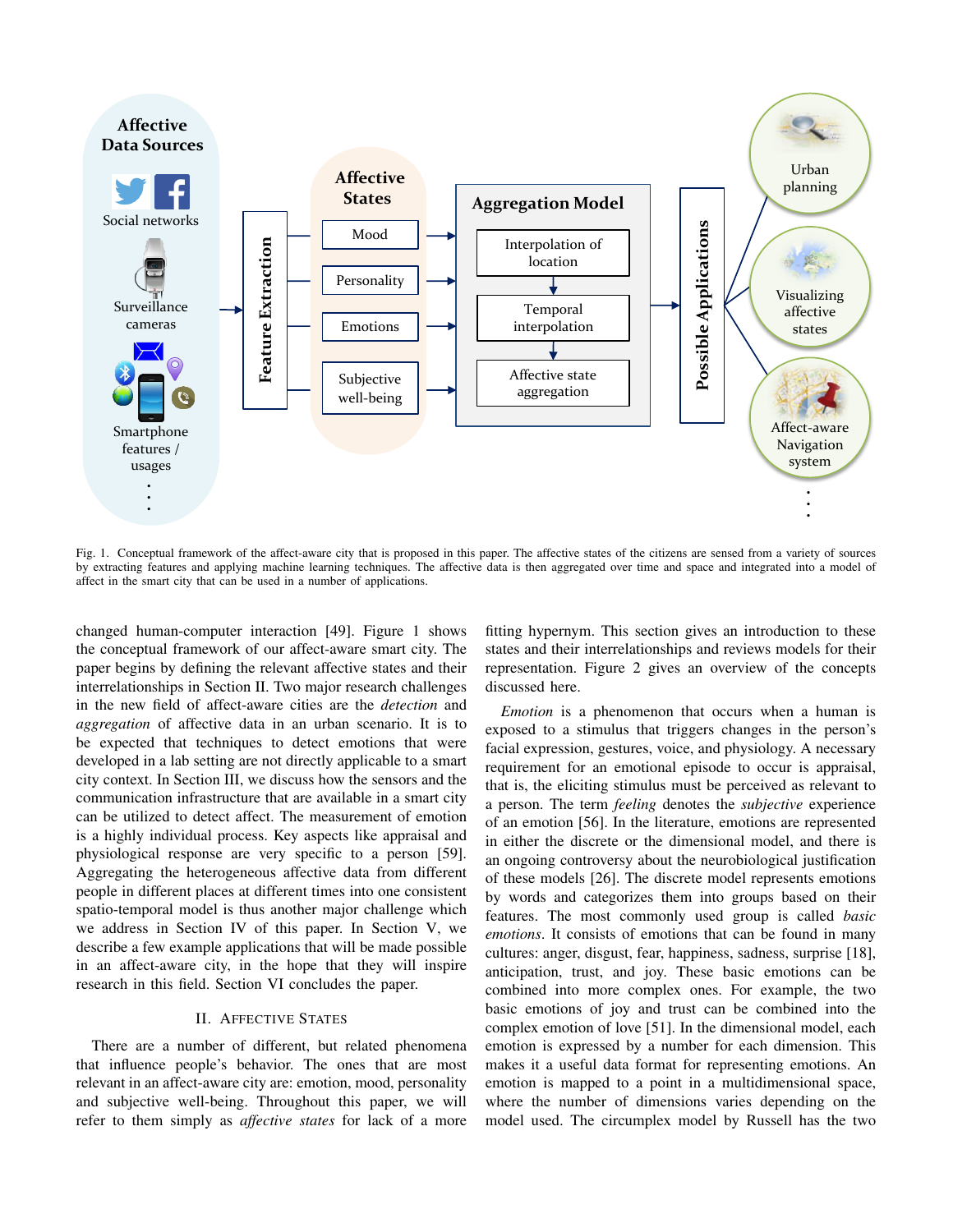Fig. 1. Conceptual framework of the affect-aware city that is proposed in this paper. The affective states of the citizens are sensed from a variety of sources by extracting features and applying machine learning techniques. The affective data is then aggregated over time and space and integrated into a model of affect in the smart city that can be used in a number of applications.

changed human-computer interaction [49]. Figure 1 shows the conceptual framework of our affect-aware smart city. The paper begins by defining the relevant affective states and their interrelationships in Section II. Two major research challenges in the new field of affect-aware cities are the *detection* and *aggregation* of affective data in an urban scenario. It is to be expected that techniques to detect emotions that were developed in a lab setting are not directly applicable to a smart city context. In Section III, we discuss how the sensors and the communication infrastructure that are available in a smart city can be utilized to detect affect. The measurement of emotion is a highly individual process. Key aspects like appraisal and physiological response are very specific to a person [59]. Aggregating the heterogeneous affective data from different people in different places at different times into one consistent spatio-temporal model is thus another major challenge which we address in Section IV of this paper. In Section V, we describe a few example applications that will be made possible in an affect-aware city, in the hope that they will inspire research in this field. Section VI concludes the paper.

## II. Affective States

There are a number of different, but related phenomena that influence people's behavior. The ones that are most relevant in an affect-aware city are: emotion, mood, personality and subjective well-being. Throughout this paper, we will refer to them simply as *affective states* for lack of a more fitting hypernym. This section gives an introduction to these states and their interrelationships and reviews models for their representation. Figure 2 gives an overview of the concepts discussed here.

*Emotion* is a phenomenon that occurs when a human is exposed to a stimulus that triggers changes in the person's facial expression, gestures, voice, and physiology. A necessary requirement for an emotional episode to occur is appraisal, that is, the eliciting stimulus must be perceived as relevant to a person. The term *feeling* denotes the *subjective* experience of an emotion [56]. In the literature, emotions are represented in either the discrete or the dimensional model, and there is an ongoing controversy about the neurobiological justification of these models [26]. The discrete model represents emotions by words and categorizes them into groups based on their features. The most commonly used group is called *basic emotions*. It consists of emotions that can be found in many cultures: anger, disgust, fear, happiness, sadness, surprise [18], anticipation, trust, and joy. These basic emotions can be combined into more complex ones. For example, the two basic emotions of joy and trust can be combined into the complex emotion of love [51]. In the dimensional model, each emotion is expressed by a number for each dimension. This makes it a useful data format for representing emotions. An emotion is mapped to a point in a multidimensional space, where the number of dimensions varies depending on the model used. The circumplex model by Russell has the two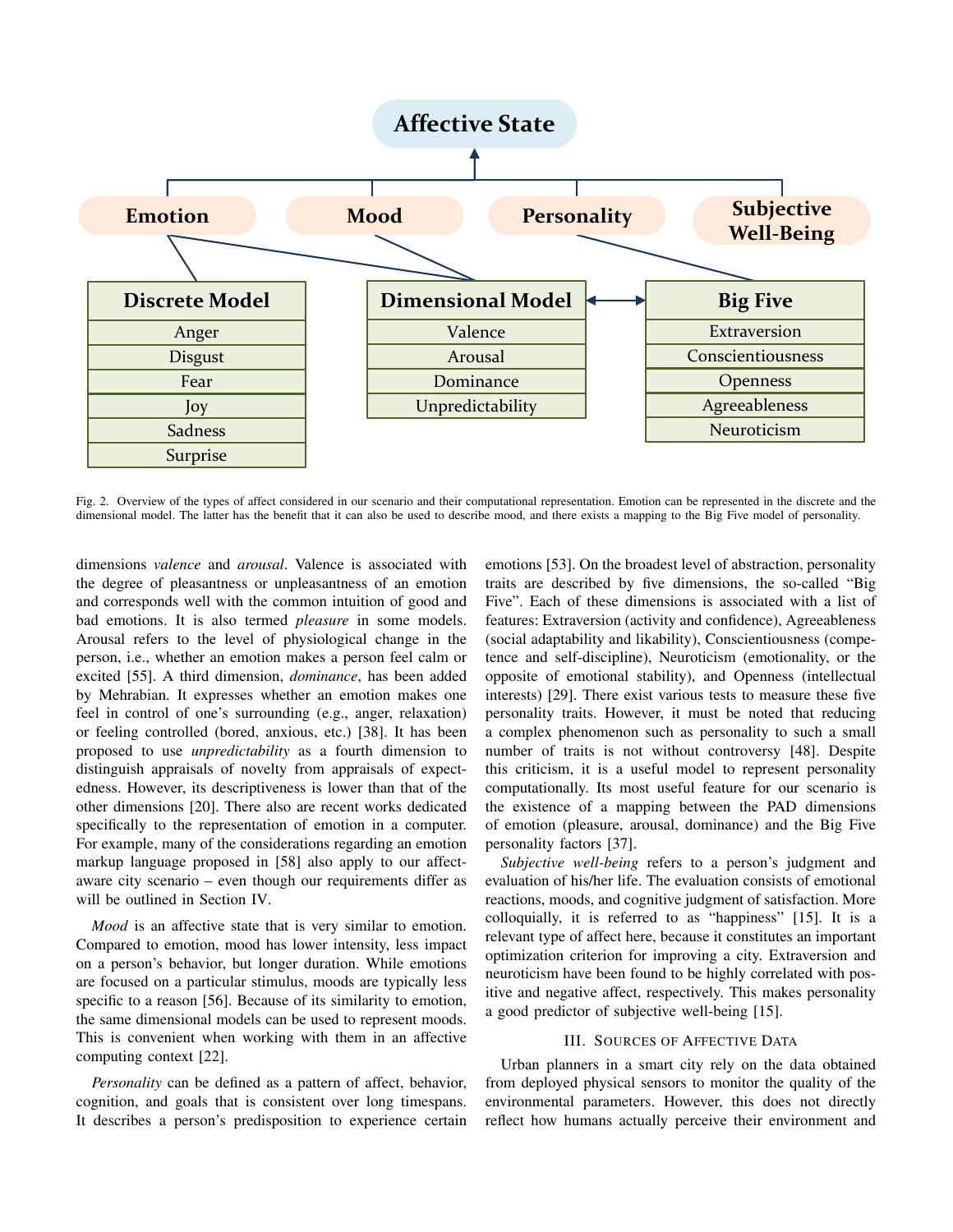Fig. 2. Overview of the types of affect considered in our scenario and their computational representation. Emotion can be represented in the discrete and the dimensional model. The latter has the benefit that it can also be used to describe mood, and there exists a mapping to the Big Five model of personality.

dimensions *valence* and *arousal*. Valence is associated with the degree of pleasantness or unpleasantness of an emotion and corresponds well with the common intuition of good and bad emotions. It is also termed *pleasure* in some models. Arousal refers to the level of physiological change in the person, i.e., whether an emotion makes a person feel calm or excited [55]. A third dimension, *dominance*, has been added by Mehrabian. It expresses whether an emotion makes one feel in control of one's surrounding (e.g., anger, relaxation) or feeling controlled (bored, anxious, etc.) [38]. It has been proposed to use *unpredictability* as a fourth dimension to distinguish appraisals of novelty from appraisals of expectedness. However, its descriptiveness is lower than that of the other dimensions [20]. There also are recent works dedicated specifically to the representation of emotion in a computer. For example, many of the considerations regarding an emotion markup language proposed in [58] also apply to our affect-aware city scenario – even though our requirements differ as will be outlined in Section IV.

*Mood* is an affective state that is very similar to emotion. Compared to emotion, mood has lower intensity, less impact on a person's behavior, but longer duration. While emotions are focused on a particular stimulus, moods are typically less specific to a reason [56]. Because of its similarity to emotion, the same dimensional models can be used to represent moods. This is convenient when working with them in an affective computing context [22].

*Personality* can be defined as a pattern of affect, behavior, cognition, and goals that is consistent over long timespans. It describes a person's predisposition to experience certain emotions [53]. On the broadest level of abstraction, personality traits are described by five dimensions, the so-called "Big Five". Each of these dimensions is associated with a list of features: Extraversion (activity and confidence), Agreeableness (social adaptability and likability), Conscientiousness (competence and self-discipline), Neuroticism (emotionality, or the opposite of emotional stability), and Openness (intellectual interests) [29]. There exist various tests to measure these five personality traits. However, it must be noted that reducing a complex phenomenon such as personality to such a small number of traits is not without controversy [48]. Despite this criticism, it is a useful model to represent personality computationally. Its most useful feature for our scenario is the existence of a mapping between the PAD dimensions of emotion (pleasure, arousal, dominance) and the Big Five personality factors [37].

*Subjective well-being* refers to a person's judgment and evaluation of his/her life. The evaluation consists of emotional reactions, moods, and cognitive judgment of satisfaction. More colloquially, it is referred to as "happiness" [15]. It is a relevant type of affect here, because it constitutes an important optimization criterion for improving a city. Extraversion and neuroticism have been found to be highly correlated with positive and negative affect, respectively. This makes personality a good predictor of subjective well-being [15].

## III. Sources of Affective Data

Urban planners in a smart city rely on the data obtained from deployed physical sensors to monitor the quality of the environmental parameters. However, this does not directly reflect how humans actually perceive their environment and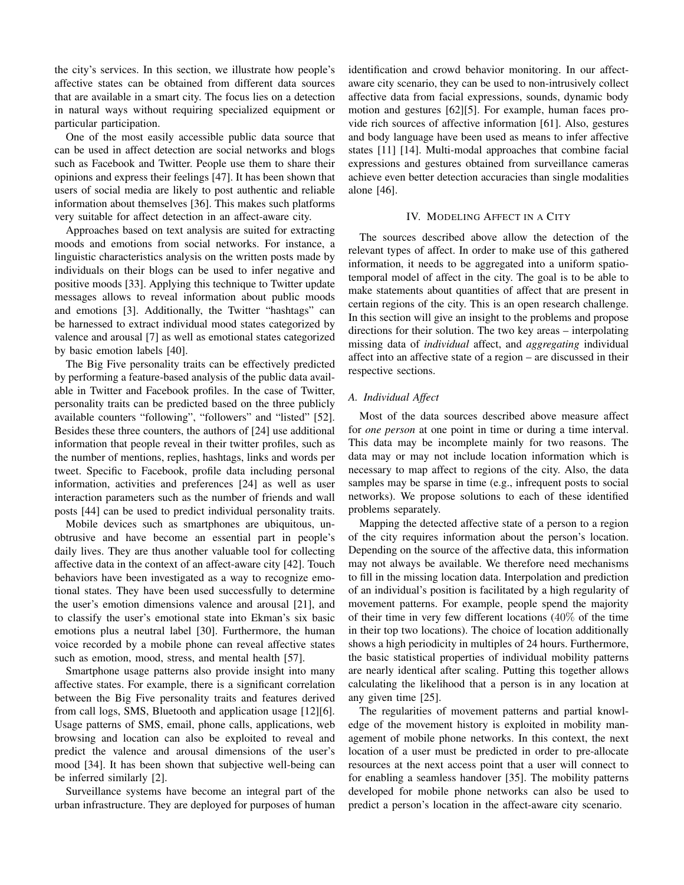the city's services. In this section, we illustrate how people's affective states can be obtained from different data sources that are available in a smart city. The focus lies on a detection in natural ways without requiring specialized equipment or particular participation.

One of the most easily accessible public data source that can be used in affect detection are social networks and blogs such as Facebook and Twitter. People use them to share their opinions and express their feelings [47]. It has been shown that users of social media are likely to post authentic and reliable information about themselves [36]. This makes such platforms very suitable for affect detection in an affect-aware city.

Approaches based on text analysis are suited for extracting moods and emotions from social networks. For instance, a linguistic characteristics analysis on the written posts made by individuals on their blogs can be used to infer negative and positive moods [33]. Applying this technique to Twitter update messages allows to reveal information about public moods and emotions [3]. Additionally, the Twitter "hashtags" can be harnessed to extract individual mood states categorized by valence and arousal [7] as well as emotional states categorized by basic emotion labels [40].

The Big Five personality traits can be effectively predicted by performing a feature-based analysis of the public data available in Twitter and Facebook profiles. In the case of Twitter, personality traits can be predicted based on the three publicly available counters "following", "followers" and "listed" [52]. Besides these three counters, the authors of [24] use additional information that people reveal in their twitter profiles, such as the number of mentions, replies, hashtags, links and words per tweet. Specific to Facebook, profile data including personal information, activities and preferences [24] as well as user interaction parameters such as the number of friends and wall posts [44] can be used to predict individual personality traits.

Mobile devices such as smartphones are ubiquitous, unobtrusive and have become an essential part in people's daily lives. They are thus another valuable tool for collecting affective data in the context of an affect-aware city [42]. Touch behaviors have been investigated as a way to recognize emotional states. They have been used successfully to determine the user's emotion dimensions valence and arousal [21], and to classify the user's emotional state into Ekman's six basic emotions plus a neutral label [30]. Furthermore, the human voice recorded by a mobile phone can reveal affective states such as emotion, mood, stress, and mental health [57].

Smartphone usage patterns also provide insight into many affective states. For example, there is a significant correlation between the Big Five personality traits and features derived from call logs, SMS, Bluetooth and application usage [12][6]. Usage patterns of SMS, email, phone calls, applications, web browsing and location can also be exploited to reveal and predict the valence and arousal dimensions of the user's mood [34]. It has been shown that subjective well-being can be inferred similarly [2].

Surveillance systems have become an integral part of the urban infrastructure. They are deployed for purposes of human identification and crowd behavior monitoring. In our affect-aware city scenario, they can be used to non-intrusively collect affective data from facial expressions, sounds, dynamic body motion and gestures [62][5]. For example, human faces provide rich sources of affective information [61]. Also, gestures and body language have been used as means to infer affective states [11] [14]. Multi-modal approaches that combine facial expressions and gestures obtained from surveillance cameras achieve even better detection accuracies than single modalities alone [46].

## IV. Modeling Affect in a City

The sources described above allow the detection of the relevant types of affect. In order to make use of this gathered information, it needs to be aggregated into a uniform spatio-temporal model of affect in the city. The goal is to be able to make statements about quantities of affect that are present in certain regions of the city. This is an open research challenge. In this section will give an insight to the problems and propose directions for their solution. The two key areas – interpolating missing data of *individual* affect, and *aggregating* individual affect into an affective state of a region – are discussed in their respective sections.

### A. Individual Affect

Most of the data sources described above measure affect for *one person* at one point in time or during a time interval. This data may be incomplete mainly for two reasons. The data may or may not include location information which is necessary to map affect to regions of the city. Also, the data samples may be sparse in time (e.g., infrequent posts to social networks). We propose solutions to each of these identified problems separately.

Mapping the detected affective state of a person to a region of the city requires information about the person's location. Depending on the source of the affective data, this information may not always be available. We therefore need mechanisms to fill in the missing location data. Interpolation and prediction of an individual's position is facilitated by a high regularity of movement patterns. For example, people spend the majority of their time in very few different locations (40% of the time in their top two locations). The choice of location additionally shows a high periodicity in multiples of 24 hours. Furthermore, the basic statistical properties of individual mobility patterns are nearly identical after scaling. Putting this together allows calculating the likelihood that a person is in any location at any given time [25].

The regularities of movement patterns and partial knowledge of the movement history is exploited in mobility management of mobile phone networks. In this context, the next location of a user must be predicted in order to pre-allocate resources at the next access point that a user will connect to for enabling a seamless handover [35]. The mobility patterns developed for mobile phone networks can also be used to predict a person's location in the affect-aware city scenario.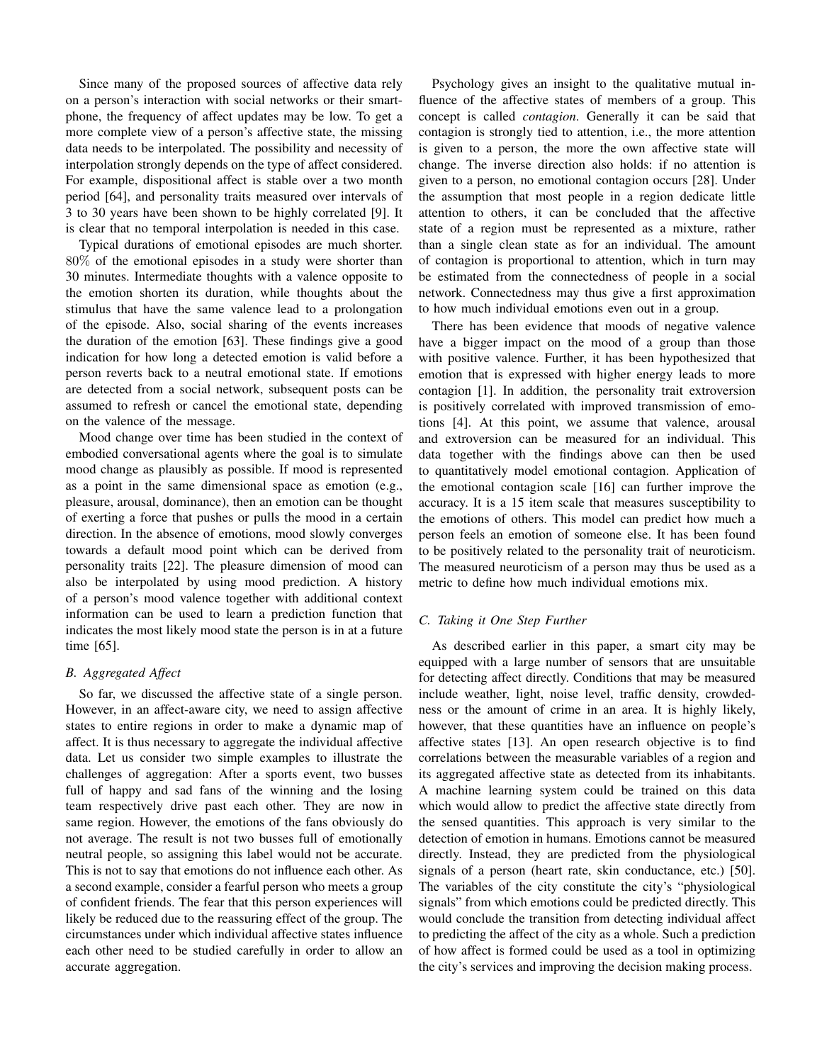Since many of the proposed sources of affective data rely on a person's interaction with social networks or their smartphone, the frequency of affect updates may be low. To get a more complete view of a person's affective state, the missing data needs to be interpolated. The possibility and necessity of interpolation strongly depends on the type of affect considered. For example, dispositional affect is stable over a two month period [64], and personality traits measured over intervals of 3 to 30 years have been shown to be highly correlated [9]. It is clear that no temporal interpolation is needed in this case.

Typical durations of emotional episodes are much shorter. 80% of the emotional episodes in a study were shorter than 30 minutes. Intermediate thoughts with a valence opposite to the emotion shorten its duration, while thoughts about the stimulus that have the same valence lead to a prolongation of the episode. Also, social sharing of the events increases the duration of the emotion [63]. These findings give a good indication for how long a detected emotion is valid before a person reverts back to a neutral emotional state. If emotions are detected from a social network, subsequent posts can be assumed to refresh or cancel the emotional state, depending on the valence of the message.

Mood change over time has been studied in the context of embodied conversational agents where the goal is to simulate mood change as plausibly as possible. If mood is represented as a point in the same dimensional space as emotion (e.g., pleasure, arousal, dominance), then an emotion can be thought of exerting a force that pushes or pulls the mood in a certain direction. In the absence of emotions, mood slowly converges towards a default mood point which can be derived from personality traits [22]. The pleasure dimension of mood can also be interpolated by using mood prediction. A history of a person's mood valence together with additional context information can be used to learn a prediction function that indicates the most likely mood state the person is in at a future time [65].

### B. Aggregated Affect

So far, we discussed the affective state of a single person. However, in an affect-aware city, we need to assign affective states to entire regions in order to make a dynamic map of affect. It is thus necessary to aggregate the individual affective data. Let us consider two simple examples to illustrate the challenges of aggregation: After a sports event, two busses full of happy and sad fans of the winning and the losing team respectively drive past each other. They are now in same region. However, the emotions of the fans obviously do not average. The result is not two busses full of emotionally neutral people, so assigning this label would not be accurate. This is not to say that emotions do not influence each other. As a second example, consider a fearful person who meets a group of confident friends. The fear that this person experiences will likely be reduced due to the reassuring effect of the group. The circumstances under which individual affective states influence each other need to be studied carefully in order to allow an accurate aggregation.

Psychology gives an insight to the qualitative mutual influence of the affective states of members of a group. This concept is called *contagion*. Generally it can be said that contagion is strongly tied to attention, i.e., the more attention is given to a person, the more the own affective state will change. The inverse direction also holds: if no attention is given to a person, no emotional contagion occurs [28]. Under the assumption that most people in a region dedicate little attention to others, it can be concluded that the affective state of a region must be represented as a mixture, rather than a single clean state as for an individual. The amount of contagion is proportional to attention, which in turn may be estimated from the connectedness of people in a social network. Connectedness may thus give a first approximation to how much individual emotions even out in a group.

There has been evidence that moods of negative valence have a bigger impact on the mood of a group than those with positive valence. Further, it has been hypothesized that emotion that is expressed with higher energy leads to more contagion [1]. In addition, the personality trait extroversion is positively correlated with improved transmission of emotions [4]. At this point, we assume that valence, arousal and extroversion can be measured for an individual. This data together with the findings above can then be used to quantitatively model emotional contagion. Application of the emotional contagion scale [16] can further improve the accuracy. It is a 15 item scale that measures susceptibility to the emotions of others. This model can predict how much a person feels an emotion of someone else. It has been found to be positively related to the personality trait of neuroticism. The measured neuroticism of a person may thus be used as a metric to define how much individual emotions mix.

### C. Taking it One Step Further

As described earlier in this paper, a smart city may be equipped with a large number of sensors that are unsuitable for detecting affect directly. Conditions that may be measured include weather, light, noise level, traffic density, crowdedness or the amount of crime in an area. It is highly likely, however, that these quantities have an influence on people's affective states [13]. An open research objective is to find correlations between the measurable variables of a region and its aggregated affective state as detected from its inhabitants. A machine learning system could be trained on this data which would allow to predict the affective state directly from the sensed quantities. This approach is very similar to the detection of emotion in humans. Emotions cannot be measured directly. Instead, they are predicted from the physiological signals of a person (heart rate, skin conductance, etc.) [50]. The variables of the city constitute the city's "physiological signals" from which emotions could be predicted directly. This would conclude the transition from detecting individual affect to predicting the affect of the city as a whole. Such a prediction of how affect is formed could be used as a tool in optimizing the city's services and improving the decision making process.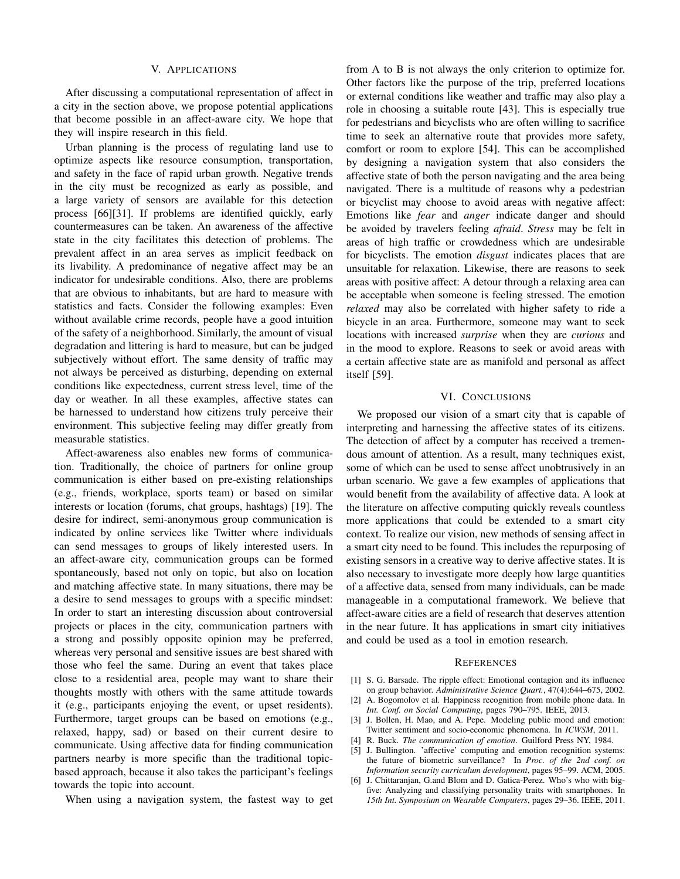## V. Applications

After discussing a computational representation of affect in a city in the section above, we propose potential applications that become possible in an affect-aware city. We hope that they will inspire research in this field.

Urban planning is the process of regulating land use to optimize aspects like resource consumption, transportation, and safety in the face of rapid urban growth. Negative trends in the city must be recognized as early as possible, and a large variety of sensors are available for this detection process [66][31]. If problems are identified quickly, early countermeasures can be taken. An awareness of the affective state in the city facilitates this detection of problems. The prevalent affect in an area serves as implicit feedback on its livability. A predominance of negative affect may be an indicator for undesirable conditions. Also, there are problems that are obvious to inhabitants, but are hard to measure with statistics and facts. Consider the following examples: Even without available crime records, people have a good intuition of the safety of a neighborhood. Similarly, the amount of visual degradation and littering is hard to measure, but can be judged subjectively without effort. The same density of traffic may not always be perceived as disturbing, depending on external conditions like expectedness, current stress level, time of the day or weather. In all these examples, affective states can be harnessed to understand how citizens truly perceive their environment. This subjective feeling may differ greatly from measurable statistics.

Affect-awareness also enables new forms of communication. Traditionally, the choice of partners for online group communication is either based on pre-existing relationships (e.g., friends, workplace, sports team) or based on similar interests or location (forums, chat groups, hashtags) [19]. The desire for indirect, semi-anonymous group communication is indicated by online services like Twitter where individuals can send messages to groups of likely interested users. In an affect-aware city, communication groups can be formed spontaneously, based not only on topic, but also on location and matching affective state. In many situations, there may be a desire to send messages to groups with a specific mindset: In order to start an interesting discussion about controversial projects or places in the city, communication partners with a strong and possibly opposite opinion may be preferred, whereas very personal and sensitive issues are best shared with those who feel the same. During an event that takes place close to a residential area, people may want to share their thoughts mostly with others with the same attitude towards it (e.g., participants enjoying the event, or upset residents). Furthermore, target groups can be based on emotions (e.g., relaxed, happy, sad) or based on their current desire to communicate. Using affective data for finding communication partners nearby is more specific than the traditional topic-based approach, because it also takes the participant's feelings towards the topic into account.

When using a navigation system, the fastest way to get from A to B is not always the only criterion to optimize for. Other factors like the purpose of the trip, preferred locations or external conditions like weather and traffic may also play a role in choosing a suitable route [43]. This is especially true for pedestrians and bicyclists who are often willing to sacrifice time to seek an alternative route that provides more safety, comfort or room to explore [54]. This can be accomplished by designing a navigation system that also considers the affective state of both the person navigating and the area being navigated. There is a multitude of reasons why a pedestrian or bicyclist may choose to avoid areas with negative affect: Emotions like *fear* and *anger* indicate danger and should be avoided by travelers feeling *afraid*. *Stress* may be felt in areas of high traffic or crowdedness which are undesirable for bicyclists. The emotion *disgust* indicates places that are unsuitable for relaxation. Likewise, there are reasons to seek areas with positive affect: A detour through a relaxing area can be acceptable when someone is feeling stressed. The emotion *relaxed* may also be correlated with higher safety to ride a bicycle in an area. Furthermore, someone may want to seek locations with increased *surprise* when they are *curious* and in the mood to explore. Reasons to seek or avoid areas with a certain affective state are as manifold and personal as affect itself [59].

## VI. Conclusions

We proposed our vision of a smart city that is capable of interpreting and harnessing the affective states of its citizens. The detection of affect by a computer has received a tremendous amount of attention. As a result, many techniques exist, some of which can be used to sense affect unobtrusively in an urban scenario. We gave a few examples of applications that would benefit from the availability of affective data. A look at the literature on affective computing quickly reveals countless more applications that could be extended to a smart city context. To realize our vision, new methods of sensing affect in a smart city need to be found. This includes the repurposing of existing sensors in a creative way to derive affective states. It is also necessary to investigate more deeply how large quantities of a affective data, sensed from many individuals, can be made manageable in a computational framework. We believe that affect-aware cities are a field of research that deserves attention in the near future. It has applications in smart city initiatives and could be used as a tool in emotion research.

## References

- [1] S. G. Barsade. The ripple effect: Emotional contagion and its influence on group behavior. *Administrative Science Quart.*, 47(4):644–675, 2002.
- [2] A. Bogomolov et al. Happiness recognition from mobile phone data. In *Int. Conf. on Social Computing*, pages 790–795. IEEE, 2013.
- [3] J. Bollen, H. Mao, and A. Pepe. Modeling public mood and emotion: Twitter sentiment and socio-economic phenomena. In *ICWSM*, 2011.
- [4] R. Buck. *The communication of emotion*. Guilford Press NY, 1984.
- [5] J. Bullington. 'affective' computing and emotion recognition systems: the future of biometric surveillance? In *Proc. of the 2nd conf. on Information security curriculum development*, pages 95–99. ACM, 2005.
- [6] J. Chittaranjan, G.and Blom and D. Gatica-Perez. Who's who with big-five: Analyzing and classifying personality traits with smartphones. In *15th Int. Symposium on Wearable Computers*, pages 29–36. IEEE, 2011.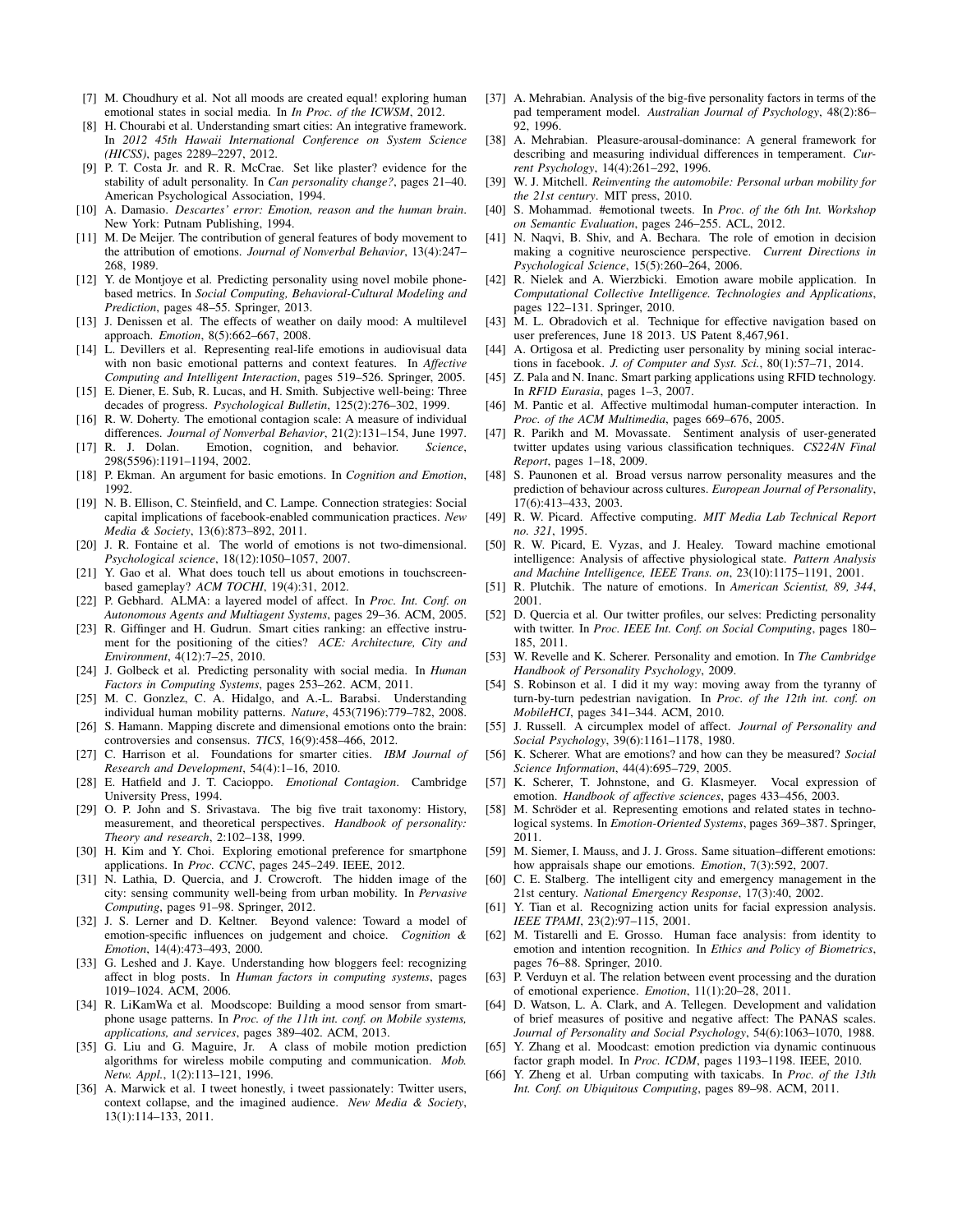[7] M. Choudhury et al. Not all moods are created equal! exploring human emotional states in social media. In *In Proc. of the ICWSM*, 2012.

[8] H. Chourabi et al. Understanding smart cities: An integrative framework. In *2012 45th Hawaii International Conference on System Science (HICSS)*, pages 2289–2297, 2012.

[9] P. T. Costa Jr. and R. R. McCrae. Set like plaster? evidence for the stability of adult personality. In *Can personality change?*, pages 21–40. American Psychological Association, 1994.

[10] A. Damasio. *Descartes' error: Emotion, reason and the human brain*. New York: Putnam Publishing, 1994.

[11] M. De Meijer. The contribution of general features of body movement to the attribution of emotions. *Journal of Nonverbal Behavior*, 13(4):247–268, 1989.

[12] Y. de Montjoye et al. Predicting personality using novel mobile phone-based metrics. In *Social Computing, Behavioral-Cultural Modeling and Prediction*, pages 48–55. Springer, 2013.

[13] J. Denissen et al. The effects of weather on daily mood: A multilevel approach. *Emotion*, 8(5):662–667, 2008.

[14] L. Devillers et al. Representing real-life emotions in audiovisual data with non basic emotional patterns and context features. In *Affective Computing and Intelligent Interaction*, pages 519–526. Springer, 2005.

[15] E. Diener, E. Sub, R. Lucas, and H. Smith. Subjective well-being: Three decades of progress. *Psychological Bulletin*, 125(2):276–302, 1999.

[16] R. W. Doherty. The emotional contagion scale: A measure of individual differences. *Journal of Nonverbal Behavior*, 21(2):131–154, June 1997.

[17] R. J. Dolan. Emotion, cognition, and behavior. *Science*, 298(5596):1191–1194, 2002.

[18] P. Ekman. An argument for basic emotions. In *Cognition and Emotion*, 1992.

[19] N. B. Ellison, C. Steinfield, and C. Lampe. Connection strategies: Social capital implications of facebook-enabled communication practices. *New Media & Society*, 13(6):873–892, 2011.

[20] J. R. Fontaine et al. The world of emotions is not two-dimensional. *Psychological science*, 18(12):1050–1057, 2007.

[21] Y. Gao et al. What does touch tell us about emotions in touchscreen-based gameplay? *ACM TOCHI*, 19(4):31, 2012.

[22] P. Gebhard. ALMA: a layered model of affect. In *Proc. Int. Conf. on Autonomous Agents and Multiagent Systems*, pages 29–36. ACM, 2005.

[23] R. Giffinger and H. Gudrun. Smart cities ranking: an effective instrument for the positioning of the cities? *ACE: Architecture, City and Environment*, 4(12):7–25, 2010.

[24] J. Golbeck et al. Predicting personality with social media. In *Human Factors in Computing Systems*, pages 253–262. ACM, 2011.

[25] M. C. Gonzlez, C. A. Hidalgo, and A.-L. Barabsi. Understanding individual human mobility patterns. *Nature*, 453(7196):779–782, 2008.

[26] S. Hamann. Mapping discrete and dimensional emotions onto the brain: controversies and consensus. *TICS*, 16(9):458–466, 2012.

[27] C. Harrison et al. Foundations for smarter cities. *IBM Journal of Research and Development*, 54(4):1–16, 2010.

[28] E. Hatfield and J. T. Cacioppo. *Emotional Contagion*. Cambridge University Press, 1994.

[29] O. P. John and S. Srivastava. The big five trait taxonomy: History, measurement, and theoretical perspectives. *Handbook of personality: Theory and research*, 2:102–138, 1999.

[30] H. Kim and Y. Choi. Exploring emotional preference for smartphone applications. In *Proc. CCNC*, pages 245–249. IEEE, 2012.

[31] N. Lathia, D. Quercia, and J. Crowcroft. The hidden image of the city: sensing community well-being from urban mobility. In *Pervasive Computing*, pages 91–98. Springer, 2012.

[32] J. S. Lerner and D. Keltner. Beyond valence: Toward a model of emotion-specific influences on judgement and choice. *Cognition & Emotion*, 14(4):473–493, 2000.

[33] G. Leshed and J. Kaye. Understanding how bloggers feel: recognizing affect in blog posts. In *Human factors in computing systems*, pages 1019–1024. ACM, 2006.

[34] R. LiKamWa et al. Moodscope: Building a mood sensor from smartphone usage patterns. In *Proc. of the 11th int. conf. on Mobile systems, applications, and services*, pages 389–402. ACM, 2013.

[35] G. Liu and G. Maguire, Jr. A class of mobile motion prediction algorithms for wireless mobile computing and communication. *Mob. Netw. Appl.*, 1(2):113–121, 1996.

[36] A. Marwick et al. I tweet honestly, i tweet passionately: Twitter users, context collapse, and the imagined audience. *New Media & Society*, 13(1):114–133, 2011.

[37] A. Mehrabian. Analysis of the big-five personality factors in terms of the pad temperament model. *Australian Journal of Psychology*, 48(2):86–92, 1996.

[38] A. Mehrabian. Pleasure-arousal-dominance: A general framework for describing and measuring individual differences in temperament. *Current Psychology*, 14(4):261–292, 1996.

[39] W. J. Mitchell. *Reinventing the automobile: Personal urban mobility for the 21st century*. MIT press, 2010.

[40] S. Mohammad. #emotional tweets. In *Proc. of the 6th Int. Workshop on Semantic Evaluation*, pages 246–255. ACL, 2012.

[41] N. Naqvi, B. Shiv, and A. Bechara. The role of emotion in decision making a cognitive neuroscience perspective. *Current Directions in Psychological Science*, 15(5):260–264, 2006.

[42] R. Nielek and A. Wierzbicki. Emotion aware mobile application. In *Computational Collective Intelligence. Technologies and Applications*, pages 122–131. Springer, 2010.

[43] M. L. Obradovich et al. Technique for effective navigation based on user preferences, June 18 2013. US Patent 8,467,961.

[44] A. Ortigosa et al. Predicting user personality by mining social interactions in facebook. *J. of Computer and Syst. Sci.*, 80(1):57–71, 2014.

[45] Z. Pala and N. Inanc. Smart parking applications using RFID technology. In *RFID Eurasia*, pages 1–3, 2007.

[46] M. Pantic et al. Affective multimodal human-computer interaction. In *Proc. of the ACM Multimedia*, pages 669–676, 2005.

[47] R. Parikh and M. Movassate. Sentiment analysis of user-generated twitter updates using various classification techniques. *CS224N Final Report*, pages 1–18, 2009.

[48] S. Paunonen et al. Broad versus narrow personality measures and the prediction of behaviour across cultures. *European Journal of Personality*, 17(6):413–433, 2003.

[49] R. W. Picard. Affective computing. *MIT Media Lab Technical Report no. 321*, 1995.

[50] R. W. Picard, E. Vyzas, and J. Healey. Toward machine emotional intelligence: Analysis of affective physiological state. *Pattern Analysis and Machine Intelligence, IEEE Trans. on*, 23(10):1175–1191, 2001.

[51] R. Plutchik. The nature of emotions. In *American Scientist, 89, 344*, 2001.

[52] D. Quercia et al. Our twitter profiles, our selves: Predicting personality with twitter. In *Proc. IEEE Int. Conf. on Social Computing*, pages 180–185, 2011.

[53] W. Revelle and K. Scherer. Personality and emotion. In *The Cambridge Handbook of Personality Psychology*, 2009.

[54] S. Robinson et al. I did it my way: moving away from the tyranny of turn-by-turn pedestrian navigation. In *Proc. of the 12th int. conf. on MobileHCI*, pages 341–344. ACM, 2010.

[55] J. Russell. A circumplex model of affect. *Journal of Personality and Social Psychology*, 39(6):1161–1178, 1980.

[56] K. Scherer. What are emotions? and how can they be measured? *Social Science Information*, 44(4):695–729, 2005.

[57] K. Scherer, T. Johnstone, and G. Klasmeyer. Vocal expression of emotion. *Handbook of affective sciences*, pages 433–456, 2003.

[58] M. Schröder et al. Representing emotions and related states in technological systems. In *Emotion-Oriented Systems*, pages 369–387. Springer, 2011.

[59] M. Siemer, I. Mauss, and J. J. Gross. Same situation–different emotions: how appraisals shape our emotions. *Emotion*, 7(3):592, 2007.

[60] C. E. Stalberg. The intelligent city and emergency management in the 21st century. *National Emergency Response*, 17(3):40, 2002.

[61] Y. Tian et al. Recognizing action units for facial expression analysis. *IEEE TPAMI*, 23(2):97–115, 2001.

[62] M. Tistarelli and E. Grosso. Human face analysis: from identity to emotion and intention recognition. In *Ethics and Policy of Biometrics*, pages 76–88. Springer, 2010.

[63] P. Verduyn et al. The relation between event processing and the duration of emotional experience. *Emotion*, 11(1):20–28, 2011.

[64] D. Watson, L. A. Clark, and A. Tellegen. Development and validation of brief measures of positive and negative affect: The PANAS scales. *Journal of Personality and Social Psychology*, 54(6):1063–1070, 1988.

[65] Y. Zhang et al. Moodcast: emotion prediction via dynamic continuous factor graph model. In *Proc. ICDM*, pages 1193–1198. IEEE, 2010.

[66] Y. Zheng et al. Urban computing with taxicabs. In *Proc. of the 13th Int. Conf. on Ubiquitous Computing*, pages 89–98. ACM, 2011.